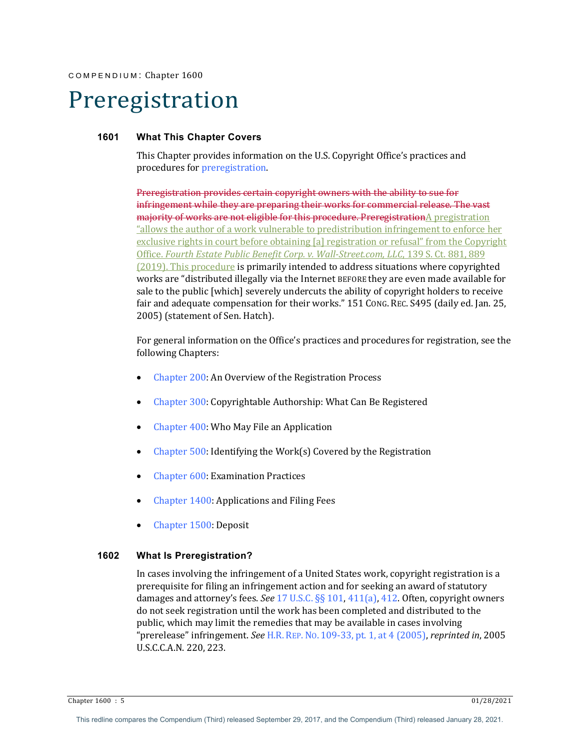COMPENDIUM: Chapter 1600

# Preregistration

## 1601 What This Chapter Covers

This Chapter provides information on the U.S. Copyright Office's practices and procedures for preregistration.

~~Preregistration provides certain copyright owners with the ability to sue for infringement while they are preparing their works for commercial release. The vast majority of works are not eligible for this procedure. Preregistration~~A pregistration "allows the author of a work vulnerable to predistribution infringement to enforce her exclusive rights in court before obtaining [a] registration or refusal" from the Copyright Office. *Fourth Estate Public Benefit Corp. v. Wall-Street.com, LLC*, 139 S. Ct. 881, 889 (2019). This procedure is primarily intended to address situations where copyrighted works are "distributed illegally via the Internet BEFORE they are even made available for sale to the public [which] severely undercuts the ability of copyright holders to receive fair and adequate compensation for their works." 151 CONG. REC. S495 (daily ed. Jan. 25, 2005) (statement of Sen. Hatch).

For general information on the Office's practices and procedures for registration, see the following Chapters:

- Chapter 200: An Overview of the Registration Process
- Chapter 300: Copyrightable Authorship: What Can Be Registered
- Chapter 400: Who May File an Application
- Chapter 500: Identifying the Work(s) Covered by the Registration
- Chapter 600: Examination Practices
- Chapter 1400: Applications and Filing Fees
- Chapter 1500: Deposit

## 1602 What Is Preregistration?

In cases involving the infringement of a United States work, copyright registration is a prerequisite for filing an infringement action and for seeking an award of statutory damages and attorney's fees. *See* 17 U.S.C. §§ 101, 411(a), 412. Often, copyright owners do not seek registration until the work has been completed and distributed to the public, which may limit the remedies that may be available in cases involving "prerelease" infringement. *See* H.R. REP. NO. 109-33, pt. 1, at 4 (2005), *reprinted in*, 2005 U.S.C.C.A.N. 220, 223.

This redline compares the Compendium (Third) released September 29, 2017, and the Compendium (Third) released January 28, 2021.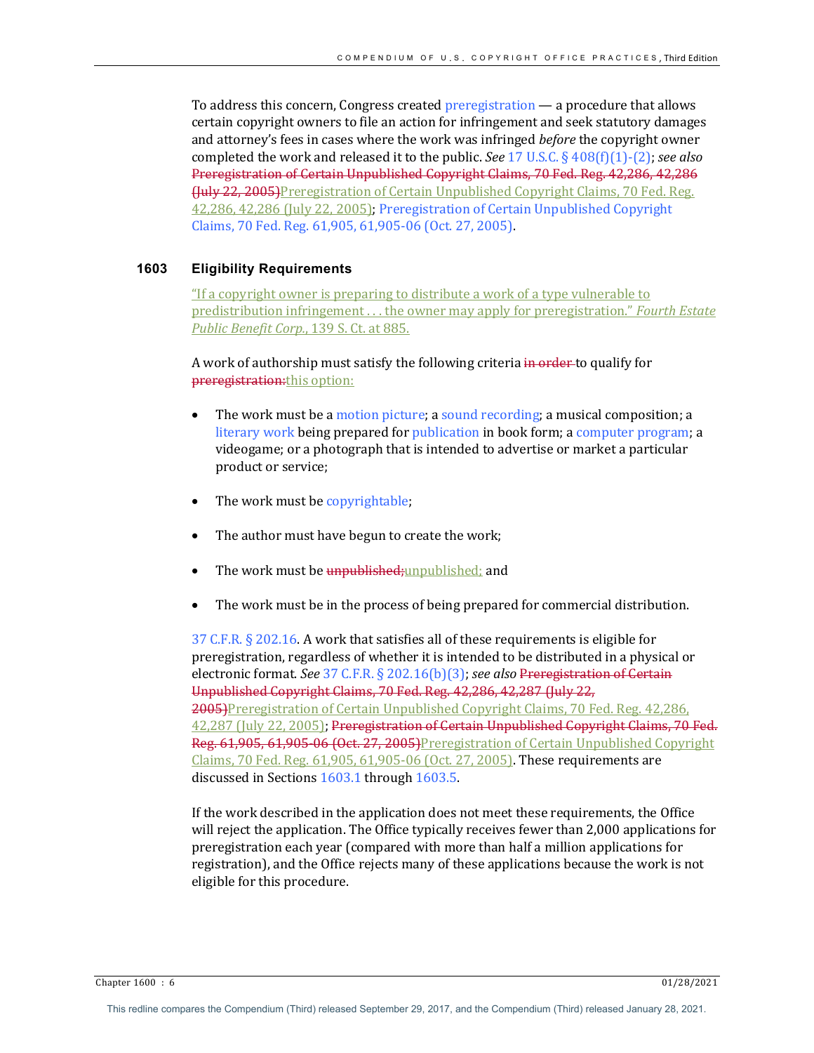To address this concern, Congress created preregistration — a procedure that allows certain copyright owners to file an action for infringement and seek statutory damages and attorney's fees in cases where the work was infringed *before* the copyright owner completed the work and released it to the public. *See* 17 U.S.C. § 408(f)(1)-(2); *see also* ~~Preregistration of Certain Unpublished Copyright Claims, 70 Fed. Reg. 42,286, 42,286 (July 22, 2005)~~Preregistration of Certain Unpublished Copyright Claims, 70 Fed. Reg. 42,286, 42,286 (July 22, 2005); Preregistration of Certain Unpublished Copyright Claims, 70 Fed. Reg. 61,905, 61,905-06 (Oct. 27, 2005).

## 1603 Eligibility Requirements

"If a copyright owner is preparing to distribute a work of a type vulnerable to predistribution infringement . . . the owner may apply for preregistration." *Fourth Estate Public Benefit Corp.*, 139 S. Ct. at 885.

A work of authorship must satisfy the following criteria ~~in order~~ to qualify for ~~preregistration:~~this option:

- The work must be a motion picture; a sound recording; a musical composition; a literary work being prepared for publication in book form; a computer program; a videogame; or a photograph that is intended to advertise or market a particular product or service;
- The work must be copyrightable;
- The author must have begun to create the work;
- The work must be ~~unpublished;~~unpublished; and
- The work must be in the process of being prepared for commercial distribution.

37 C.F.R. § 202.16. A work that satisfies all of these requirements is eligible for preregistration, regardless of whether it is intended to be distributed in a physical or electronic format. *See* 37 C.F.R. § 202.16(b)(3); *see also* ~~Preregistration of Certain Unpublished Copyright Claims, 70 Fed. Reg. 42,286, 42,287 (July 22, 2005)~~Preregistration of Certain Unpublished Copyright Claims, 70 Fed. Reg. 42,286, 42,287 (July 22, 2005); ~~Preregistration of Certain Unpublished Copyright Claims, 70 Fed. Reg. 61,905, 61,905-06 (Oct. 27, 2005)~~Preregistration of Certain Unpublished Copyright Claims, 70 Fed. Reg. 61,905, 61,905-06 (Oct. 27, 2005). These requirements are discussed in Sections 1603.1 through 1603.5.

If the work described in the application does not meet these requirements, the Office will reject the application. The Office typically receives fewer than 2,000 applications for preregistration each year (compared with more than half a million applications for registration), and the Office rejects many of these applications because the work is not eligible for this procedure.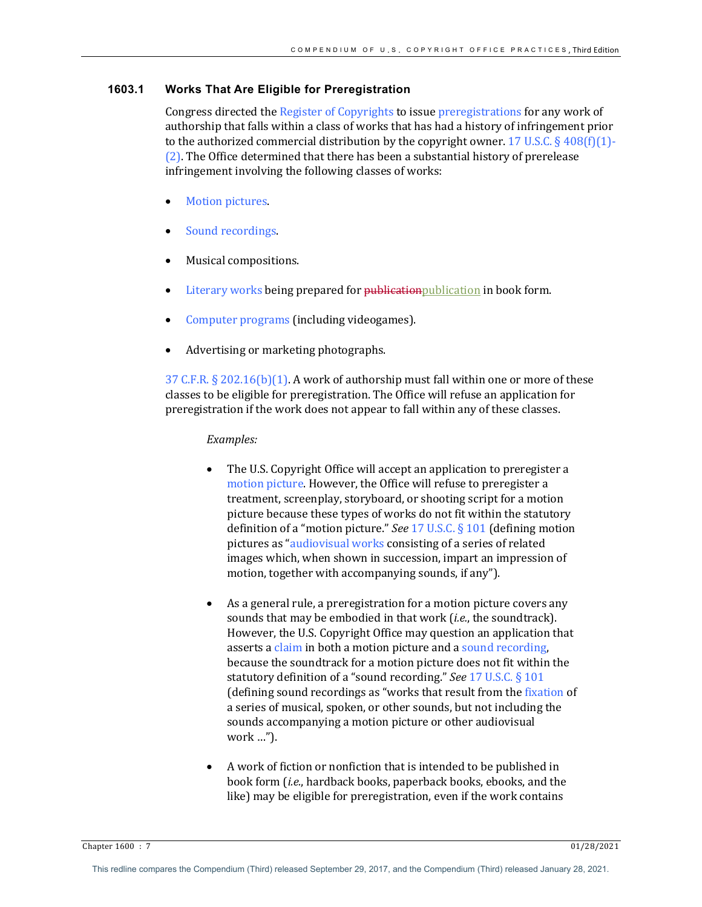### 1603.1 Works That Are Eligible for Preregistration

Congress directed the Register of Copyrights to issue preregistrations for any work of authorship that falls within a class of works that has had a history of infringement prior to the authorized commercial distribution by the copyright owner. 17 U.S.C. § 408(f)(1)-(2). The Office determined that there has been a substantial history of prerelease infringement involving the following classes of works:

- Motion pictures.
- Sound recordings.
- Musical compositions.
- Literary works being prepared for ~~publication~~publication in book form.
- Computer programs (including videogames).
- Advertising or marketing photographs.

37 C.F.R. § 202.16(b)(1). A work of authorship must fall within one or more of these classes to be eligible for preregistration. The Office will refuse an application for preregistration if the work does not appear to fall within any of these classes.

*Examples:*

- The U.S. Copyright Office will accept an application to preregister a motion picture. However, the Office will refuse to preregister a treatment, screenplay, storyboard, or shooting script for a motion picture because these types of works do not fit within the statutory definition of a "motion picture." *See* 17 U.S.C. § 101 (defining motion pictures as "audiovisual works consisting of a series of related images which, when shown in succession, impart an impression of motion, together with accompanying sounds, if any").

- As a general rule, a preregistration for a motion picture covers any sounds that may be embodied in that work (*i.e.*, the soundtrack). However, the U.S. Copyright Office may question an application that asserts a claim in both a motion picture and a sound recording, because the soundtrack for a motion picture does not fit within the statutory definition of a "sound recording." *See* 17 U.S.C. § 101 (defining sound recordings as "works that result from the fixation of a series of musical, spoken, or other sounds, but not including the sounds accompanying a motion picture or other audiovisual work …").

- A work of fiction or nonfiction that is intended to be published in book form (*i.e.*, hardback books, paperback books, ebooks, and the like) may be eligible for preregistration, even if the work contains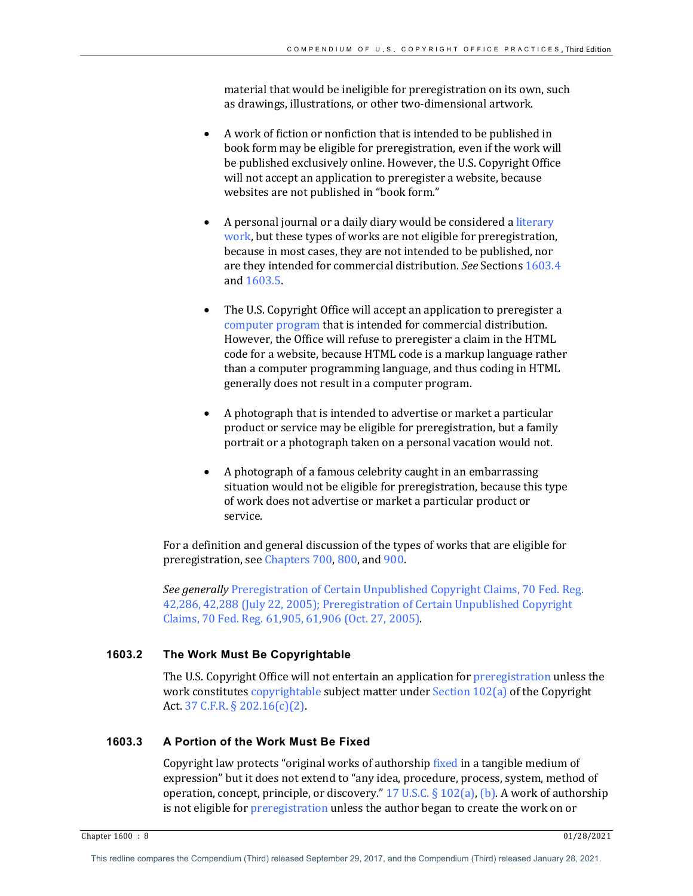material that would be ineligible for preregistration on its own, such as drawings, illustrations, or other two-dimensional artwork.

- A work of fiction or nonfiction that is intended to be published in book form may be eligible for preregistration, even if the work will be published exclusively online. However, the U.S. Copyright Office will not accept an application to preregister a website, because websites are not published in "book form."

- A personal journal or a daily diary would be considered a literary work, but these types of works are not eligible for preregistration, because in most cases, they are not intended to be published, nor are they intended for commercial distribution. *See* Sections 1603.4 and 1603.5.

- The U.S. Copyright Office will accept an application to preregister a computer program that is intended for commercial distribution. However, the Office will refuse to preregister a claim in the HTML code for a website, because HTML code is a markup language rather than a computer programming language, and thus coding in HTML generally does not result in a computer program.

- A photograph that is intended to advertise or market a particular product or service may be eligible for preregistration, but a family portrait or a photograph taken on a personal vacation would not.

- A photograph of a famous celebrity caught in an embarrassing situation would not be eligible for preregistration, because this type of work does not advertise or market a particular product or service.

For a definition and general discussion of the types of works that are eligible for preregistration, see Chapters 700, 800, and 900.

*See generally* Preregistration of Certain Unpublished Copyright Claims, 70 Fed. Reg. 42,286, 42,288 (July 22, 2005); Preregistration of Certain Unpublished Copyright Claims, 70 Fed. Reg. 61,905, 61,906 (Oct. 27, 2005).

### 1603.2 The Work Must Be Copyrightable

The U.S. Copyright Office will not entertain an application for preregistration unless the work constitutes copyrightable subject matter under Section 102(a) of the Copyright Act. 37 C.F.R. § 202.16(c)(2).

### 1603.3 A Portion of the Work Must Be Fixed

Copyright law protects "original works of authorship fixed in a tangible medium of expression" but it does not extend to "any idea, procedure, process, system, method of operation, concept, principle, or discovery." 17 U.S.C. § 102(a), (b). A work of authorship is not eligible for preregistration unless the author began to create the work on or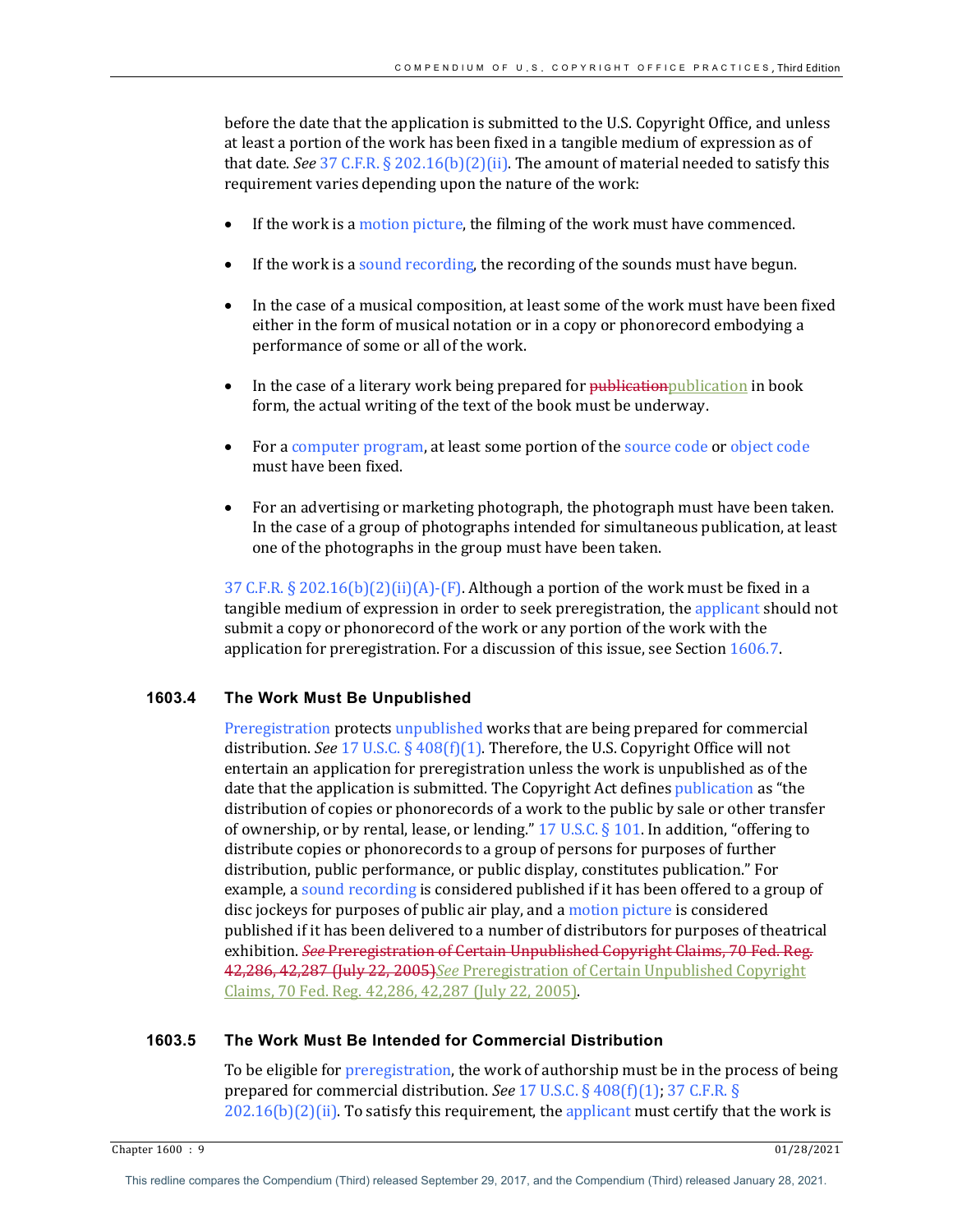before the date that the application is submitted to the U.S. Copyright Office, and unless at least a portion of the work has been fixed in a tangible medium of expression as of that date. *See* 37 C.F.R. § 202.16(b)(2)(ii). The amount of material needed to satisfy this requirement varies depending upon the nature of the work:

- If the work is a motion picture, the filming of the work must have commenced.
- If the work is a sound recording, the recording of the sounds must have begun.
- In the case of a musical composition, at least some of the work must have been fixed either in the form of musical notation or in a copy or phonorecord embodying a performance of some or all of the work.
- In the case of a literary work being prepared for ~~publication~~publication in book form, the actual writing of the text of the book must be underway.
- For a computer program, at least some portion of the source code or object code must have been fixed.
- For an advertising or marketing photograph, the photograph must have been taken. In the case of a group of photographs intended for simultaneous publication, at least one of the photographs in the group must have been taken.

37 C.F.R. § 202.16(b)(2)(ii)(A)-(F). Although a portion of the work must be fixed in a tangible medium of expression in order to seek preregistration, the applicant should not submit a copy or phonorecord of the work or any portion of the work with the application for preregistration. For a discussion of this issue, see Section 1606.7.

### 1603.4 The Work Must Be Unpublished

Preregistration protects unpublished works that are being prepared for commercial distribution. *See* 17 U.S.C. § 408(f)(1). Therefore, the U.S. Copyright Office will not entertain an application for preregistration unless the work is unpublished as of the date that the application is submitted. The Copyright Act defines publication as "the distribution of copies or phonorecords of a work to the public by sale or other transfer of ownership, or by rental, lease, or lending." 17 U.S.C. § 101. In addition, "offering to distribute copies or phonorecords to a group of persons for purposes of further distribution, public performance, or public display, constitutes publication." For example, a sound recording is considered published if it has been offered to a group of disc jockeys for purposes of public air play, and a motion picture is considered published if it has been delivered to a number of distributors for purposes of theatrical exhibition. ~~*See* Preregistration of Certain Unpublished Copyright Claims, 70 Fed. Reg. 42,286, 42,287 (July 22, 2005)~~*See* Preregistration of Certain Unpublished Copyright Claims, 70 Fed. Reg. 42,286, 42,287 (July 22, 2005).

### 1603.5 The Work Must Be Intended for Commercial Distribution

To be eligible for preregistration, the work of authorship must be in the process of being prepared for commercial distribution. *See* 17 U.S.C. § 408(f)(1); 37 C.F.R. § 202.16(b)(2)(ii). To satisfy this requirement, the applicant must certify that the work is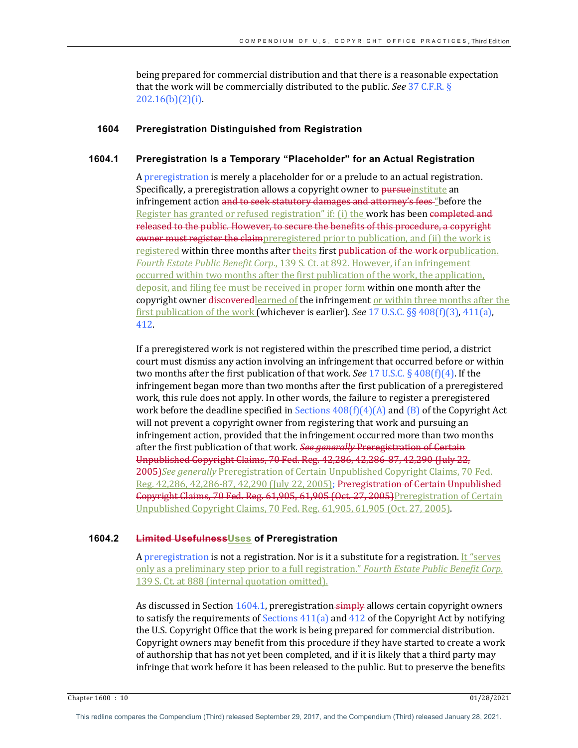being prepared for commercial distribution and that there is a reasonable expectation that the work will be commercially distributed to the public. *See* 37 C.F.R. § 202.16(b)(2)(i).

## 1604 Preregistration Distinguished from Registration

### 1604.1 Preregistration Is a Temporary "Placeholder" for an Actual Registration

A preregistration is merely a placeholder for or a prelude to an actual registration. Specifically, a preregistration allows a copyright owner to ~~pursue~~institute an infringement action ~~and to seek statutory damages and attorney's fees~~ "before the Register has granted or refused registration" if: (i) the work has been ~~completed and released to the public. However, to secure the benefits of this procedure, a copyright owner must register the claim~~preregistered prior to publication, and (ii) the work is registered within three months after ~~the~~its first ~~publication of the work or~~publication. *Fourth Estate Public Benefit Corp.*, 139 S. Ct. at 892. However, if an infringement occurred within two months after the first publication of the work, the application, deposit, and filing fee must be received in proper form within one month after the copyright owner ~~discovered~~learned of the infringement or within three months after the first publication of the work (whichever is earlier). *See* 17 U.S.C. §§ 408(f)(3), 411(a), 412.

If a preregistered work is not registered within the prescribed time period, a district court must dismiss any action involving an infringement that occurred before or within two months after the first publication of that work. *See* 17 U.S.C. § 408(f)(4). If the infringement began more than two months after the first publication of a preregistered work, this rule does not apply. In other words, the failure to register a preregistered work before the deadline specified in Sections 408(f)(4)(A) and (B) of the Copyright Act will not prevent a copyright owner from registering that work and pursuing an infringement action, provided that the infringement occurred more than two months after the first publication of that work. ~~*See generally* Preregistration of Certain Unpublished Copyright Claims, 70 Fed. Reg. 42,286, 42,286-87, 42,290 (July 22, 2005)~~*See generally* Preregistration of Certain Unpublished Copyright Claims, 70 Fed. Reg. 42,286, 42,286-87, 42,290 (July 22, 2005); ~~Preregistration of Certain Unpublished Copyright Claims, 70 Fed. Reg. 61,905, 61,905 (Oct. 27, 2005)~~Preregistration of Certain Unpublished Copyright Claims, 70 Fed. Reg. 61,905, 61,905 (Oct. 27, 2005).

### 1604.2 ~~Limited Usefulness~~Uses of Preregistration

A preregistration is not a registration. Nor is it a substitute for a registration. It "serves only as a preliminary step prior to a full registration." *Fourth Estate Public Benefit Corp.* 139 S. Ct. at 888 (internal quotation omitted).

As discussed in Section 1604.1, preregistration ~~simply~~ allows certain copyright owners to satisfy the requirements of Sections 411(a) and 412 of the Copyright Act by notifying the U.S. Copyright Office that the work is being prepared for commercial distribution. Copyright owners may benefit from this procedure if they have started to create a work of authorship that has not yet been completed, and if it is likely that a third party may infringe that work before it has been released to the public. But to preserve the benefits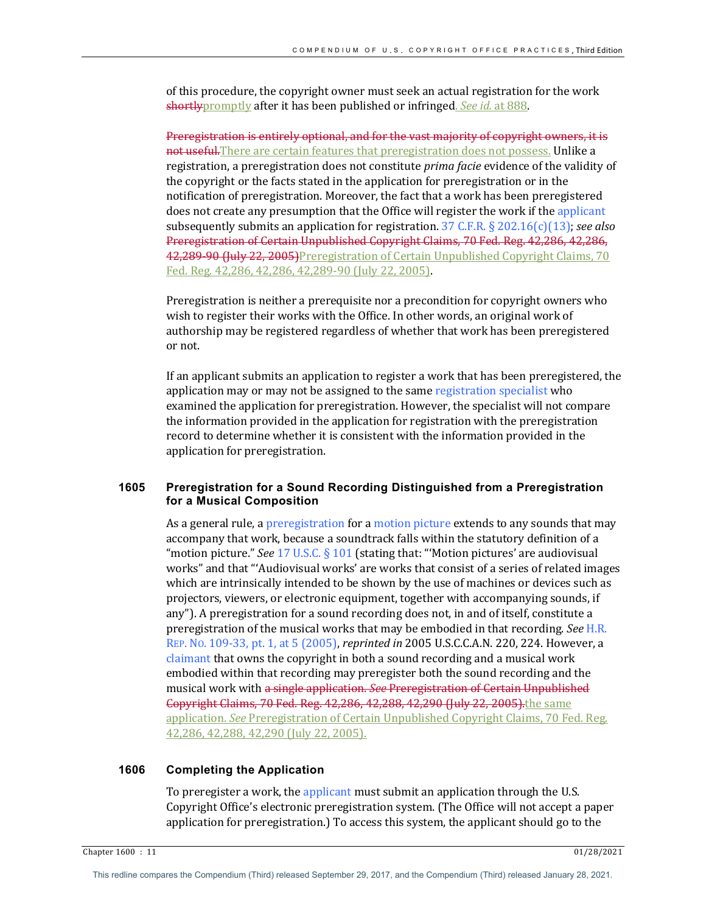of this procedure, the copyright owner must seek an actual registration for the work ~~shortly~~promptly after it has been published or infringed. *See id.* at 888.

~~Preregistration is entirely optional, and for the vast majority of copyright owners, it is not useful.~~There are certain features that preregistration does not possess. Unlike a registration, a preregistration does not constitute *prima facie* evidence of the validity of the copyright or the facts stated in the application for preregistration or in the notification of preregistration. Moreover, the fact that a work has been preregistered does not create any presumption that the Office will register the work if the applicant subsequently submits an application for registration. 37 C.F.R. § 202.16(c)(13); *see also* ~~Preregistration of Certain Unpublished Copyright Claims, 70 Fed. Reg. 42,286, 42,286, 42,289-90 (July 22, 2005)~~Preregistration of Certain Unpublished Copyright Claims, 70 Fed. Reg. 42,286, 42,286, 42,289-90 (July 22, 2005).

Preregistration is neither a prerequisite nor a precondition for copyright owners who wish to register their works with the Office. In other words, an original work of authorship may be registered regardless of whether that work has been preregistered or not.

If an applicant submits an application to register a work that has been preregistered, the application may or may not be assigned to the same registration specialist who examined the application for preregistration. However, the specialist will not compare the information provided in the application for registration with the preregistration record to determine whether it is consistent with the information provided in the application for preregistration.

## 1605 Preregistration for a Sound Recording Distinguished from a Preregistration for a Musical Composition

As a general rule, a preregistration for a motion picture extends to any sounds that may accompany that work, because a soundtrack falls within the statutory definition of a "motion picture." *See* 17 U.S.C. § 101 (stating that: "'Motion pictures' are audiovisual works" and that "'Audiovisual works' are works that consist of a series of related images which are intrinsically intended to be shown by the use of machines or devices such as projectors, viewers, or electronic equipment, together with accompanying sounds, if any"). A preregistration for a sound recording does not, in and of itself, constitute a preregistration of the musical works that may be embodied in that recording. *See* H.R. REP. NO. 109-33, pt. 1, at 5 (2005), *reprinted in* 2005 U.S.C.C.A.N. 220, 224. However, a claimant that owns the copyright in both a sound recording and a musical work embodied within that recording may preregister both the sound recording and the musical work with ~~a single application. *See* Preregistration of Certain Unpublished Copyright Claims, 70 Fed. Reg. 42,286, 42,288, 42,290 (July 22, 2005).~~the same application. *See* Preregistration of Certain Unpublished Copyright Claims, 70 Fed. Reg. 42,286, 42,288, 42,290 (July 22, 2005).

## 1606 Completing the Application

To preregister a work, the applicant must submit an application through the U.S. Copyright Office's electronic preregistration system. (The Office will not accept a paper application for preregistration.) To access this system, the applicant should go to the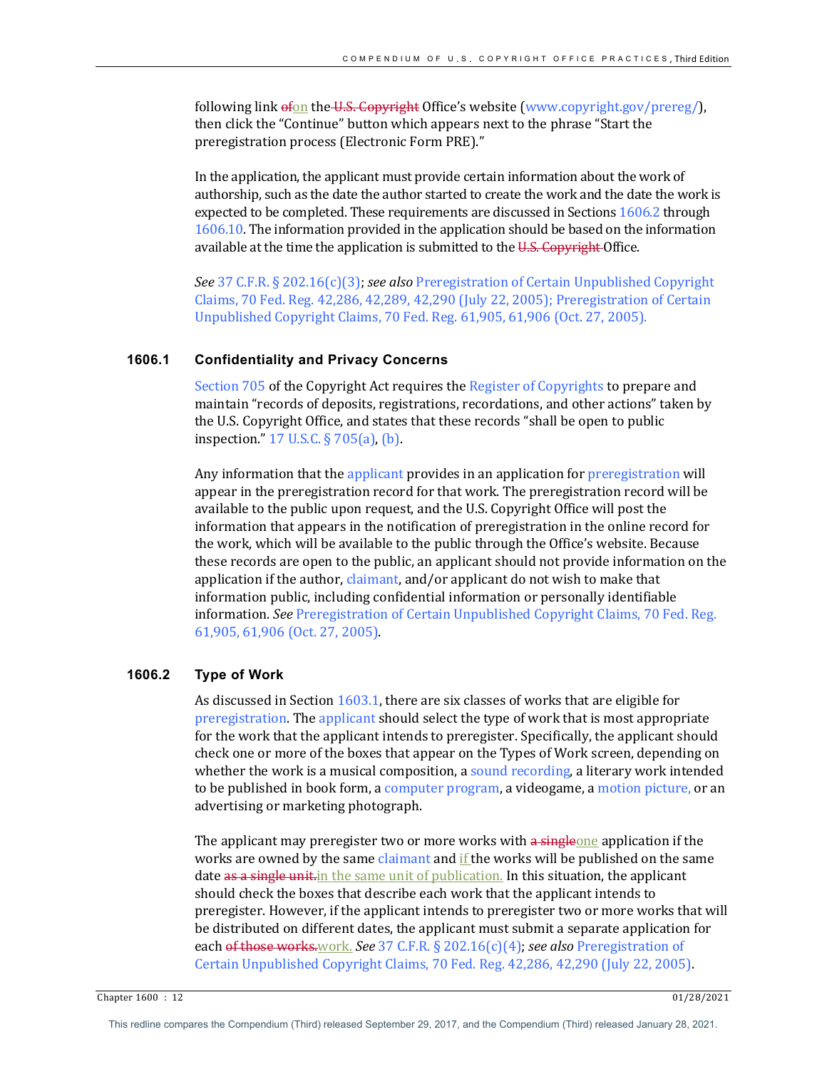following link ~~of~~on the ~~U.S. Copyright~~ Office's website (www.copyright.gov/prereg/), then click the "Continue" button which appears next to the phrase "Start the preregistration process (Electronic Form PRE)."

In the application, the applicant must provide certain information about the work of authorship, such as the date the author started to create the work and the date the work is expected to be completed. These requirements are discussed in Sections 1606.2 through 1606.10. The information provided in the application should be based on the information available at the time the application is submitted to the ~~U.S. Copyright~~ Office.

*See* 37 C.F.R. § 202.16(c)(3); *see also* Preregistration of Certain Unpublished Copyright Claims, 70 Fed. Reg. 42,286, 42,289, 42,290 (July 22, 2005); Preregistration of Certain Unpublished Copyright Claims, 70 Fed. Reg. 61,905, 61,906 (Oct. 27, 2005).

## 1606.1 Confidentiality and Privacy Concerns

Section 705 of the Copyright Act requires the Register of Copyrights to prepare and maintain "records of deposits, registrations, recordations, and other actions" taken by the U.S. Copyright Office, and states that these records "shall be open to public inspection." 17 U.S.C. § 705(a), (b).

Any information that the applicant provides in an application for preregistration will appear in the preregistration record for that work. The preregistration record will be available to the public upon request, and the U.S. Copyright Office will post the information that appears in the notification of preregistration in the online record for the work, which will be available to the public through the Office's website. Because these records are open to the public, an applicant should not provide information on the application if the author, claimant, and/or applicant do not wish to make that information public, including confidential information or personally identifiable information. *See* Preregistration of Certain Unpublished Copyright Claims, 70 Fed. Reg. 61,905, 61,906 (Oct. 27, 2005).

## 1606.2 Type of Work

As discussed in Section 1603.1, there are six classes of works that are eligible for preregistration. The applicant should select the type of work that is most appropriate for the work that the applicant intends to preregister. Specifically, the applicant should check one or more of the boxes that appear on the Types of Work screen, depending on whether the work is a musical composition, a sound recording, a literary work intended to be published in book form, a computer program, a videogame, a motion picture, or an advertising or marketing photograph.

The applicant may preregister two or more works with ~~a single~~one application if the works are owned by the same claimant and if the works will be published on the same date ~~as a single unit.~~in the same unit of publication. In this situation, the applicant should check the boxes that describe each work that the applicant intends to preregister. However, if the applicant intends to preregister two or more works that will be distributed on different dates, the applicant must submit a separate application for each ~~of those works.~~work. *See* 37 C.F.R. § 202.16(c)(4); *see also* Preregistration of Certain Unpublished Copyright Claims, 70 Fed. Reg. 42,286, 42,290 (July 22, 2005).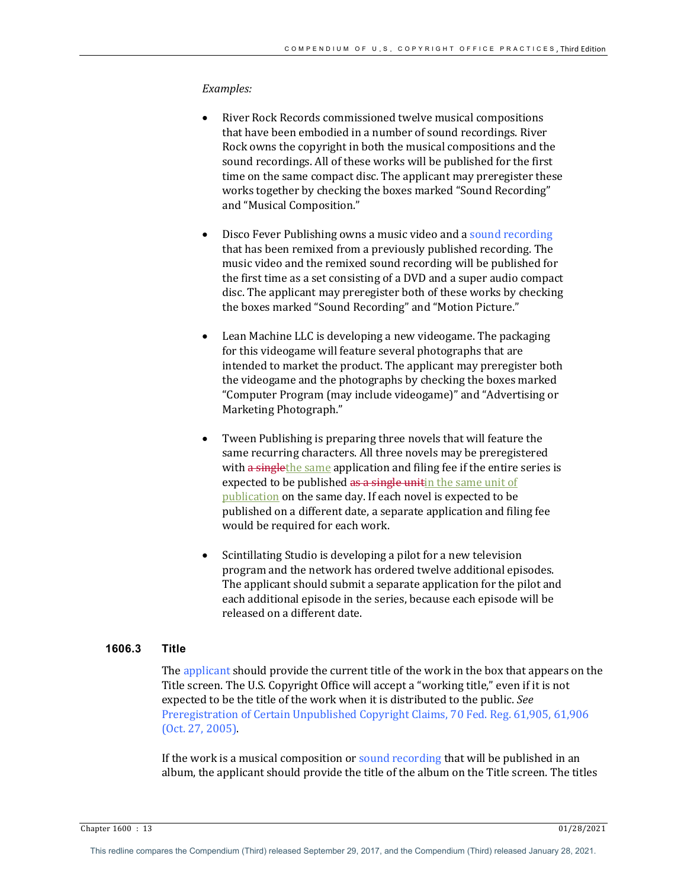*Examples:*

- River Rock Records commissioned twelve musical compositions that have been embodied in a number of sound recordings. River Rock owns the copyright in both the musical compositions and the sound recordings. All of these works will be published for the first time on the same compact disc. The applicant may preregister these works together by checking the boxes marked "Sound Recording" and "Musical Composition."

- Disco Fever Publishing owns a music video and a sound recording that has been remixed from a previously published recording. The music video and the remixed sound recording will be published for the first time as a set consisting of a DVD and a super audio compact disc. The applicant may preregister both of these works by checking the boxes marked "Sound Recording" and "Motion Picture."

- Lean Machine LLC is developing a new videogame. The packaging for this videogame will feature several photographs that are intended to market the product. The applicant may preregister both the videogame and the photographs by checking the boxes marked "Computer Program (may include videogame)" and "Advertising or Marketing Photograph."

- Tween Publishing is preparing three novels that will feature the same recurring characters. All three novels may be preregistered with ~~a single~~the same application and filing fee if the entire series is expected to be published ~~as a single unit~~in the same unit of publication on the same day. If each novel is expected to be published on a different date, a separate application and filing fee would be required for each work.

- Scintillating Studio is developing a pilot for a new television program and the network has ordered twelve additional episodes. The applicant should submit a separate application for the pilot and each additional episode in the series, because each episode will be released on a different date.

### 1606.3 Title

The applicant should provide the current title of the work in the box that appears on the Title screen. The U.S. Copyright Office will accept a "working title," even if it is not expected to be the title of the work when it is distributed to the public. *See* Preregistration of Certain Unpublished Copyright Claims, 70 Fed. Reg. 61,905, 61,906 (Oct. 27, 2005).

If the work is a musical composition or sound recording that will be published in an album, the applicant should provide the title of the album on the Title screen. The titles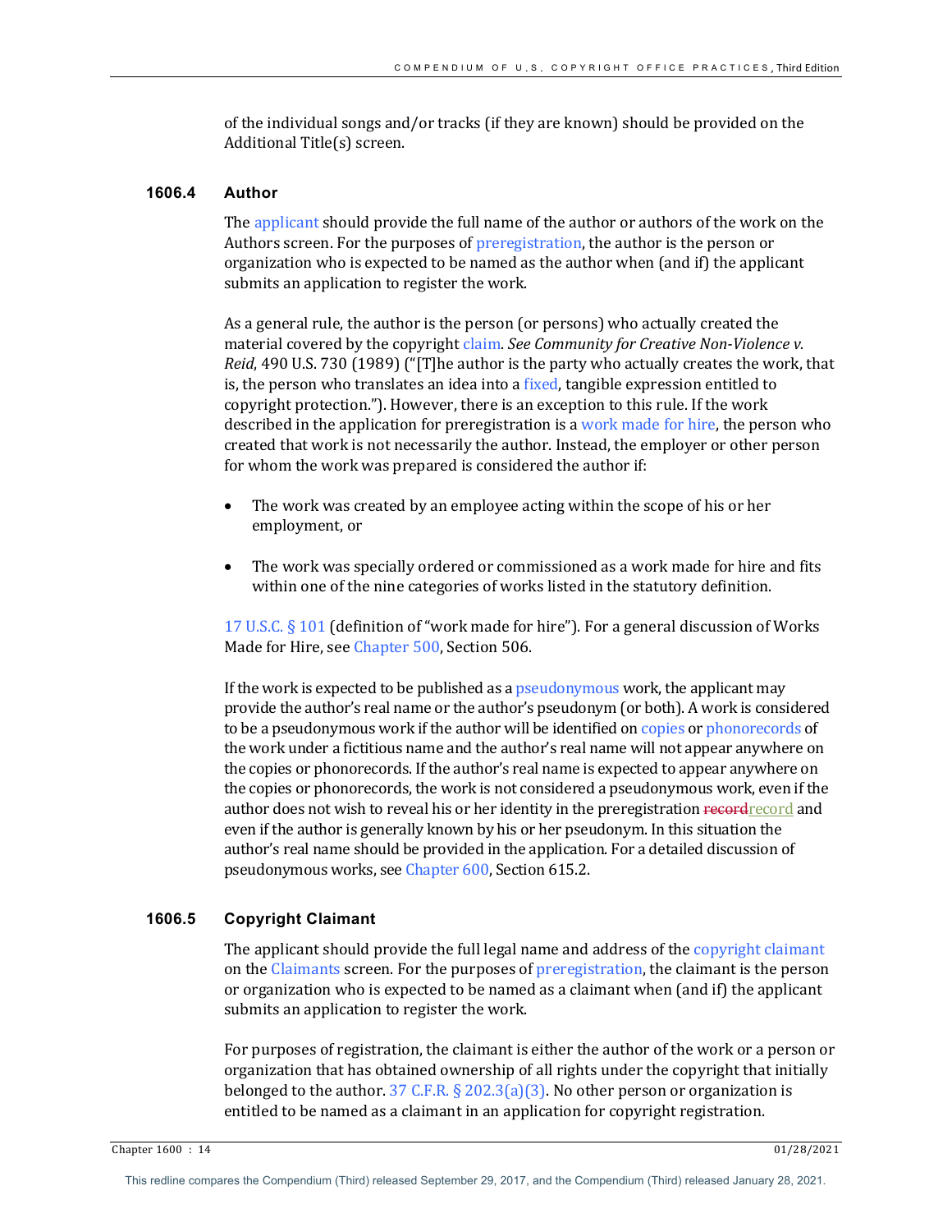of the individual songs and/or tracks (if they are known) should be provided on the Additional Title(s) screen.

### 1606.4 Author

The applicant should provide the full name of the author or authors of the work on the Authors screen. For the purposes of preregistration, the author is the person or organization who is expected to be named as the author when (and if) the applicant submits an application to register the work.

As a general rule, the author is the person (or persons) who actually created the material covered by the copyright claim. *See Community for Creative Non-Violence v. Reid*, 490 U.S. 730 (1989) ("[T]he author is the party who actually creates the work, that is, the person who translates an idea into a fixed, tangible expression entitled to copyright protection."). However, there is an exception to this rule. If the work described in the application for preregistration is a work made for hire, the person who created that work is not necessarily the author. Instead, the employer or other person for whom the work was prepared is considered the author if:

- The work was created by an employee acting within the scope of his or her employment, or
- The work was specially ordered or commissioned as a work made for hire and fits within one of the nine categories of works listed in the statutory definition.

17 U.S.C. § 101 (definition of "work made for hire"). For a general discussion of Works Made for Hire, see Chapter 500, Section 506.

If the work is expected to be published as a pseudonymous work, the applicant may provide the author's real name or the author's pseudonym (or both). A work is considered to be a pseudonymous work if the author will be identified on copies or phonorecords of the work under a fictitious name and the author's real name will not appear anywhere on the copies or phonorecords. If the author's real name is expected to appear anywhere on the copies or phonorecords, the work is not considered a pseudonymous work, even if the author does not wish to reveal his or her identity in the preregistration ~~record~~record and even if the author is generally known by his or her pseudonym. In this situation the author's real name should be provided in the application. For a detailed discussion of pseudonymous works, see Chapter 600, Section 615.2.

### 1606.5 Copyright Claimant

The applicant should provide the full legal name and address of the copyright claimant on the Claimants screen. For the purposes of preregistration, the claimant is the person or organization who is expected to be named as a claimant when (and if) the applicant submits an application to register the work.

For purposes of registration, the claimant is either the author of the work or a person or organization that has obtained ownership of all rights under the copyright that initially belonged to the author. 37 C.F.R. § 202.3(a)(3). No other person or organization is entitled to be named as a claimant in an application for copyright registration.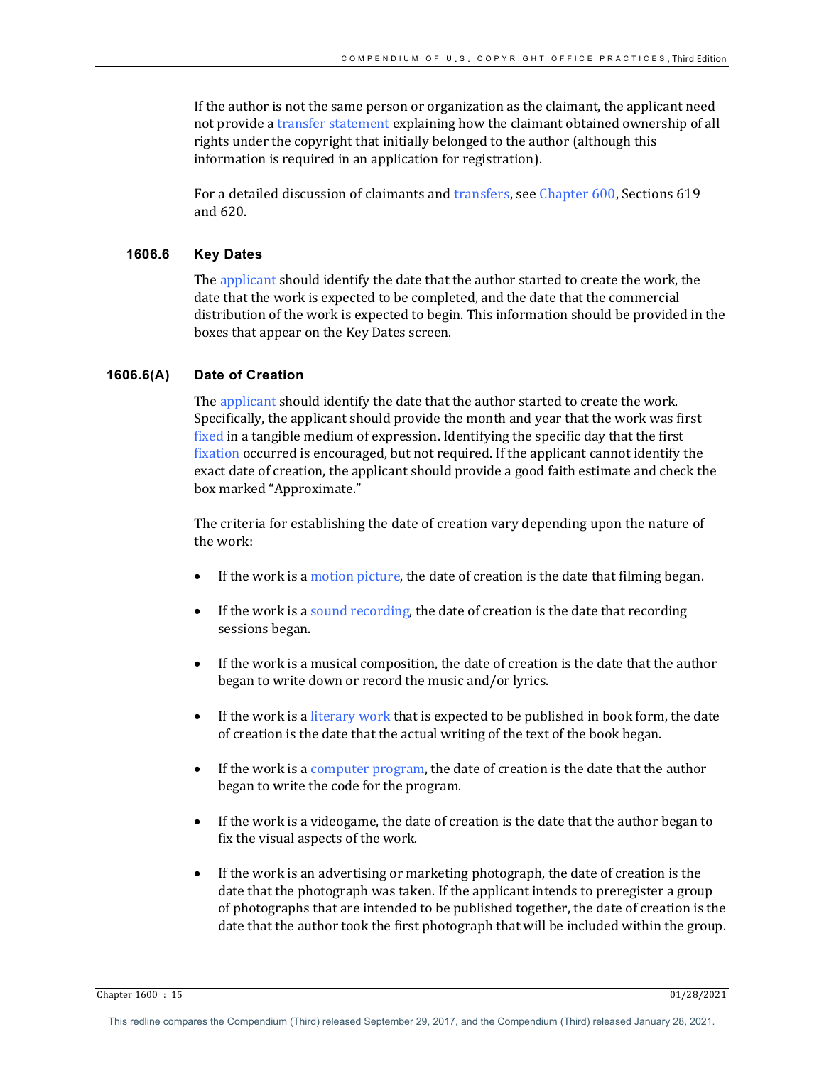If the author is not the same person or organization as the claimant, the applicant need not provide a transfer statement explaining how the claimant obtained ownership of all rights under the copyright that initially belonged to the author (although this information is required in an application for registration).

For a detailed discussion of claimants and transfers, see Chapter 600, Sections 619 and 620.

### 1606.6 Key Dates

The applicant should identify the date that the author started to create the work, the date that the work is expected to be completed, and the date that the commercial distribution of the work is expected to begin. This information should be provided in the boxes that appear on the Key Dates screen.

### 1606.6(A) Date of Creation

The applicant should identify the date that the author started to create the work. Specifically, the applicant should provide the month and year that the work was first fixed in a tangible medium of expression. Identifying the specific day that the first fixation occurred is encouraged, but not required. If the applicant cannot identify the exact date of creation, the applicant should provide a good faith estimate and check the box marked "Approximate."

The criteria for establishing the date of creation vary depending upon the nature of the work:

- If the work is a motion picture, the date of creation is the date that filming began.
- If the work is a sound recording, the date of creation is the date that recording sessions began.
- If the work is a musical composition, the date of creation is the date that the author began to write down or record the music and/or lyrics.
- If the work is a literary work that is expected to be published in book form, the date of creation is the date that the actual writing of the text of the book began.
- If the work is a computer program, the date of creation is the date that the author began to write the code for the program.
- If the work is a videogame, the date of creation is the date that the author began to fix the visual aspects of the work.
- If the work is an advertising or marketing photograph, the date of creation is the date that the photograph was taken. If the applicant intends to preregister a group of photographs that are intended to be published together, the date of creation is the date that the author took the first photograph that will be included within the group.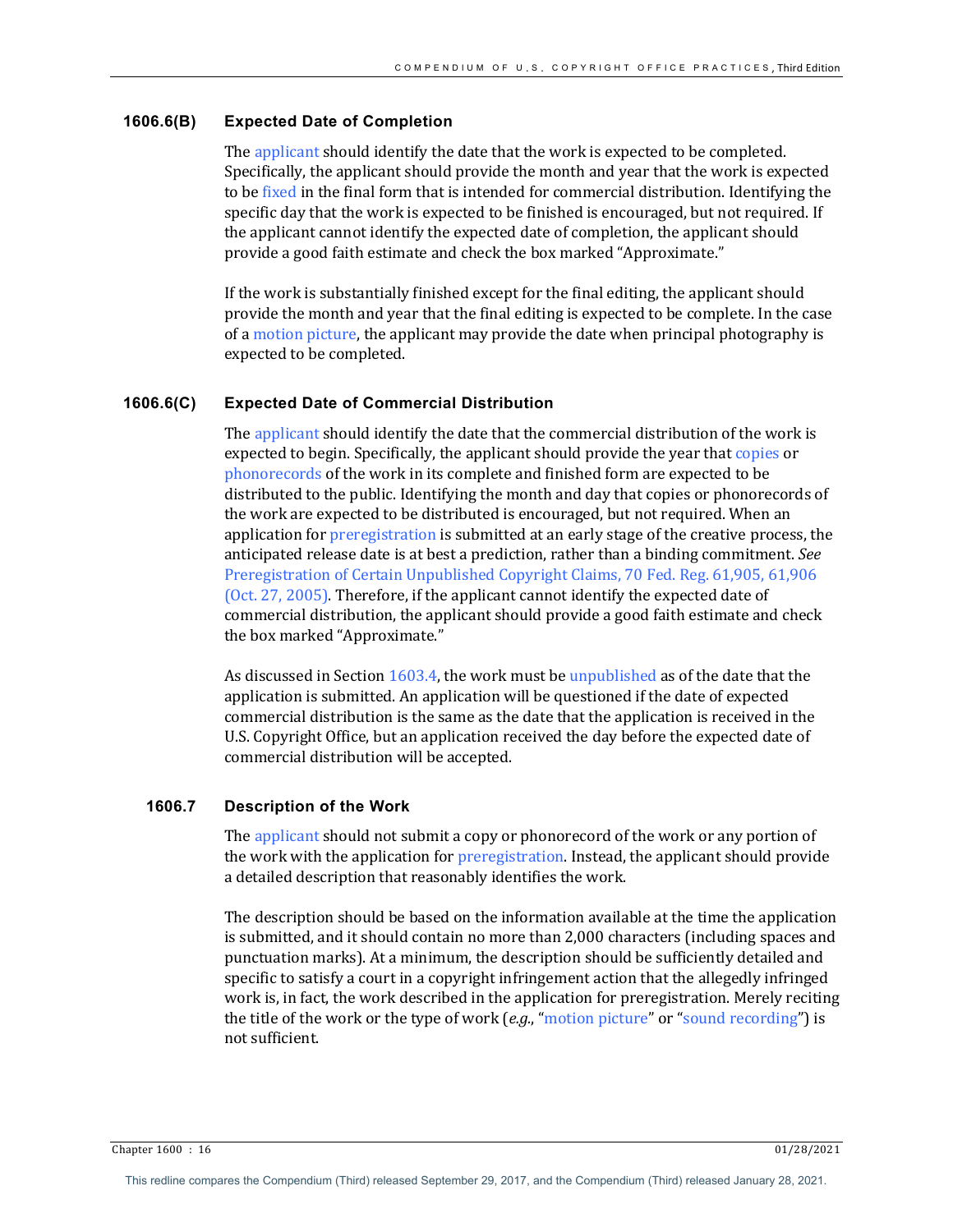### 1606.6(B) Expected Date of Completion

The applicant should identify the date that the work is expected to be completed. Specifically, the applicant should provide the month and year that the work is expected to be fixed in the final form that is intended for commercial distribution. Identifying the specific day that the work is expected to be finished is encouraged, but not required. If the applicant cannot identify the expected date of completion, the applicant should provide a good faith estimate and check the box marked "Approximate."

If the work is substantially finished except for the final editing, the applicant should provide the month and year that the final editing is expected to be complete. In the case of a motion picture, the applicant may provide the date when principal photography is expected to be completed.

### 1606.6(C) Expected Date of Commercial Distribution

The applicant should identify the date that the commercial distribution of the work is expected to begin. Specifically, the applicant should provide the year that copies or phonorecords of the work in its complete and finished form are expected to be distributed to the public. Identifying the month and day that copies or phonorecords of the work are expected to be distributed is encouraged, but not required. When an application for preregistration is submitted at an early stage of the creative process, the anticipated release date is at best a prediction, rather than a binding commitment. *See* Preregistration of Certain Unpublished Copyright Claims, 70 Fed. Reg. 61,905, 61,906 (Oct. 27, 2005). Therefore, if the applicant cannot identify the expected date of commercial distribution, the applicant should provide a good faith estimate and check the box marked "Approximate."

As discussed in Section 1603.4, the work must be unpublished as of the date that the application is submitted. An application will be questioned if the date of expected commercial distribution is the same as the date that the application is received in the U.S. Copyright Office, but an application received the day before the expected date of commercial distribution will be accepted.

## 1606.7 Description of the Work

The applicant should not submit a copy or phonorecord of the work or any portion of the work with the application for preregistration. Instead, the applicant should provide a detailed description that reasonably identifies the work.

The description should be based on the information available at the time the application is submitted, and it should contain no more than 2,000 characters (including spaces and punctuation marks). At a minimum, the description should be sufficiently detailed and specific to satisfy a court in a copyright infringement action that the allegedly infringed work is, in fact, the work described in the application for preregistration. Merely reciting the title of the work or the type of work (*e.g.*, "motion picture" or "sound recording") is not sufficient.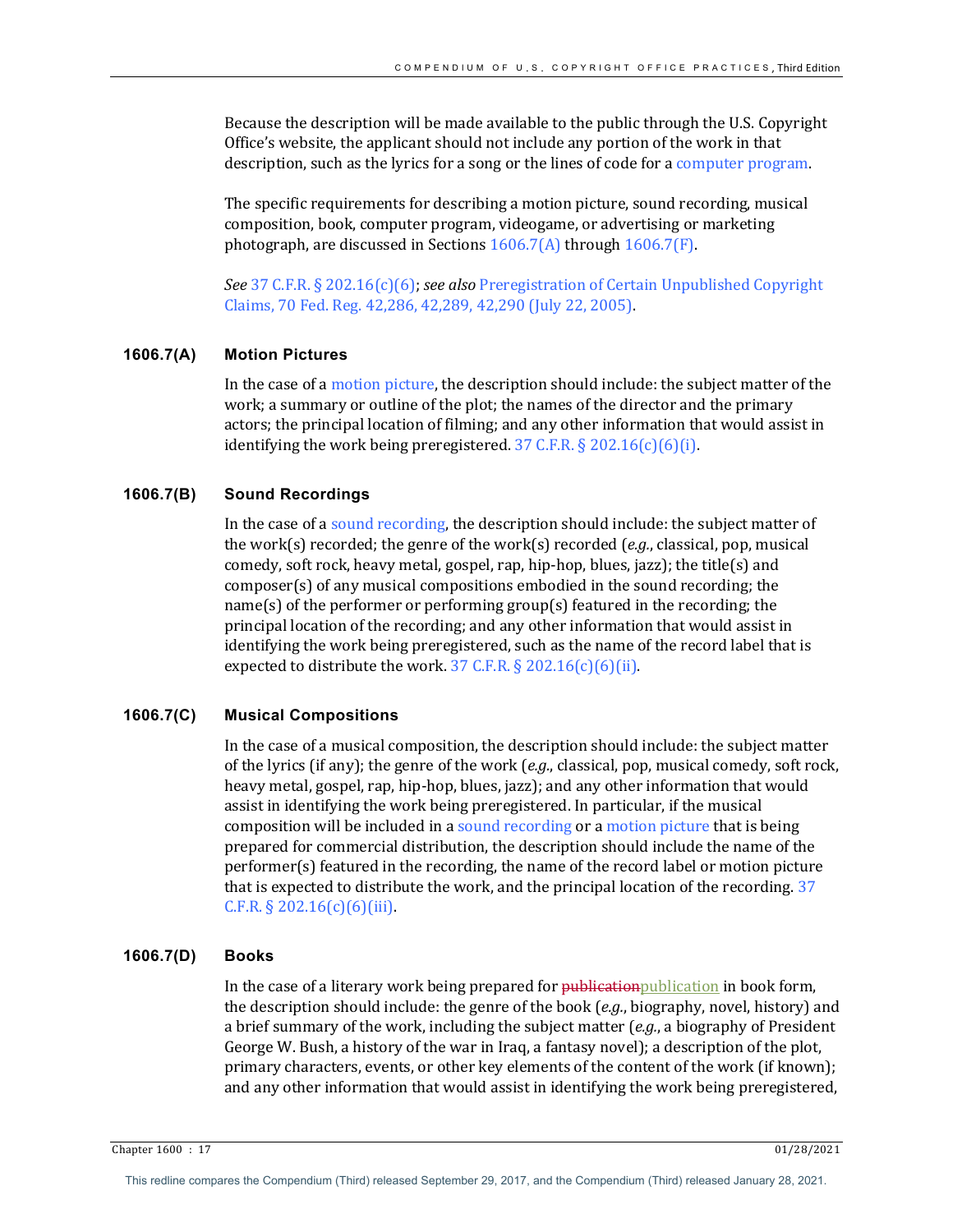Because the description will be made available to the public through the U.S. Copyright Office's website, the applicant should not include any portion of the work in that description, such as the lyrics for a song or the lines of code for a computer program.

The specific requirements for describing a motion picture, sound recording, musical composition, book, computer program, videogame, or advertising or marketing photograph, are discussed in Sections 1606.7(A) through 1606.7(F).

*See* 37 C.F.R. § 202.16(c)(6); *see also* Preregistration of Certain Unpublished Copyright Claims, 70 Fed. Reg. 42,286, 42,289, 42,290 (July 22, 2005).

### 1606.7(A) Motion Pictures

In the case of a motion picture, the description should include: the subject matter of the work; a summary or outline of the plot; the names of the director and the primary actors; the principal location of filming; and any other information that would assist in identifying the work being preregistered. 37 C.F.R. § 202.16(c)(6)(i).

### 1606.7(B) Sound Recordings

In the case of a sound recording, the description should include: the subject matter of the work(s) recorded; the genre of the work(s) recorded (*e.g.*, classical, pop, musical comedy, soft rock, heavy metal, gospel, rap, hip-hop, blues, jazz); the title(s) and composer(s) of any musical compositions embodied in the sound recording; the name(s) of the performer or performing group(s) featured in the recording; the principal location of the recording; and any other information that would assist in identifying the work being preregistered, such as the name of the record label that is expected to distribute the work. 37 C.F.R. § 202.16(c)(6)(ii).

### 1606.7(C) Musical Compositions

In the case of a musical composition, the description should include: the subject matter of the lyrics (if any); the genre of the work (*e.g.*, classical, pop, musical comedy, soft rock, heavy metal, gospel, rap, hip-hop, blues, jazz); and any other information that would assist in identifying the work being preregistered. In particular, if the musical composition will be included in a sound recording or a motion picture that is being prepared for commercial distribution, the description should include the name of the performer(s) featured in the recording, the name of the record label or motion picture that is expected to distribute the work, and the principal location of the recording. 37 C.F.R. § 202.16(c)(6)(iii).

### 1606.7(D) Books

In the case of a literary work being prepared for ~~publication~~publication in book form, the description should include: the genre of the book (*e.g.*, biography, novel, history) and a brief summary of the work, including the subject matter (*e.g.*, a biography of President George W. Bush, a history of the war in Iraq, a fantasy novel); a description of the plot, primary characters, events, or other key elements of the content of the work (if known); and any other information that would assist in identifying the work being preregistered,

This redline compares the Compendium (Third) released September 29, 2017, and the Compendium (Third) released January 28, 2021.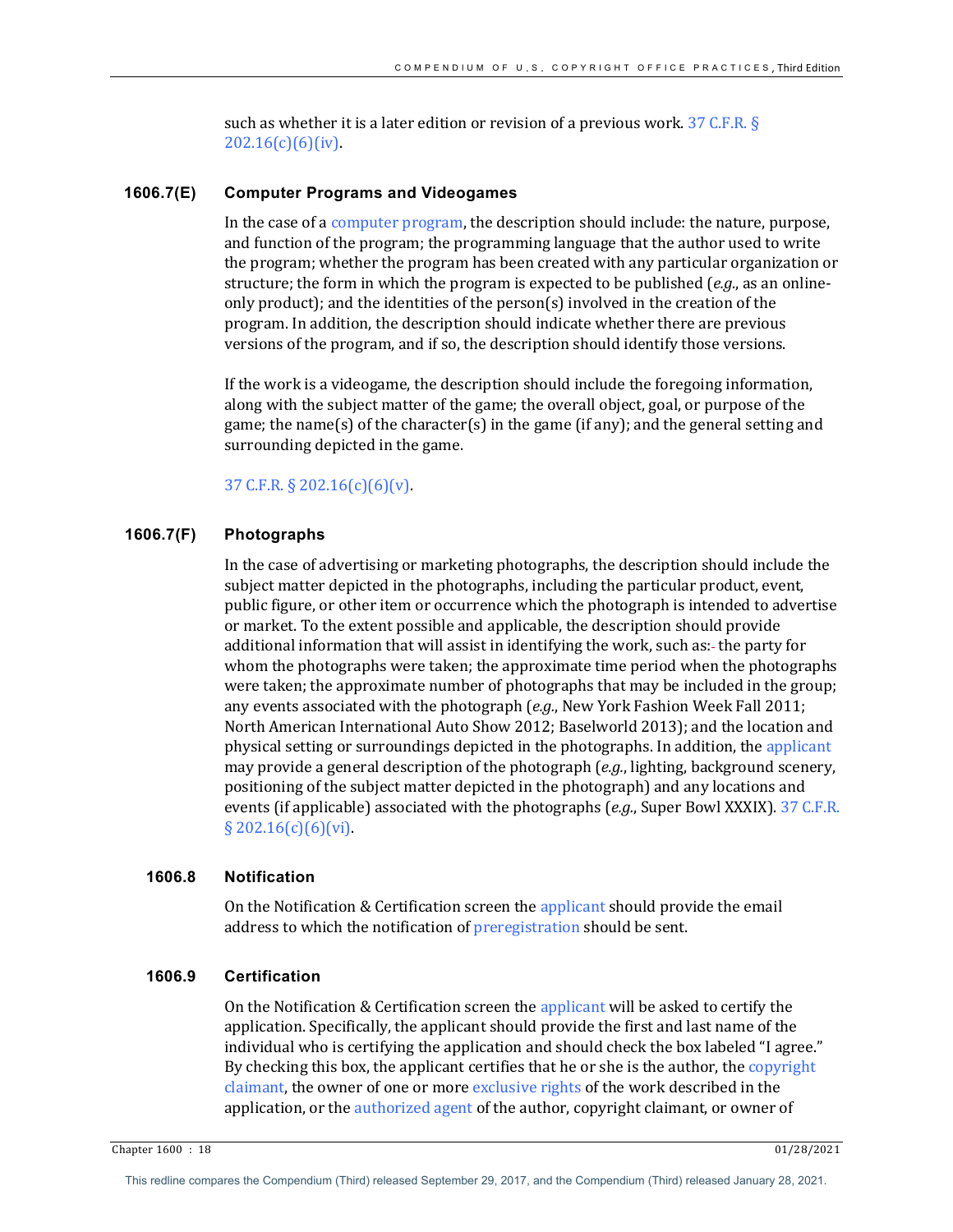such as whether it is a later edition or revision of a previous work. 37 C.F.R. § 202.16(c)(6)(iv).

### 1606.7(E) Computer Programs and Videogames

In the case of a computer program, the description should include: the nature, purpose, and function of the program; the programming language that the author used to write the program; whether the program has been created with any particular organization or structure; the form in which the program is expected to be published (*e.g.*, as an online-only product); and the identities of the person(s) involved in the creation of the program. In addition, the description should indicate whether there are previous versions of the program, and if so, the description should identify those versions.

If the work is a videogame, the description should include the foregoing information, along with the subject matter of the game; the overall object, goal, or purpose of the game; the name(s) of the character(s) in the game (if any); and the general setting and surrounding depicted in the game.

37 C.F.R. § 202.16(c)(6)(v).

### 1606.7(F) Photographs

In the case of advertising or marketing photographs, the description should include the subject matter depicted in the photographs, including the particular product, event, public figure, or other item or occurrence which the photograph is intended to advertise or market. To the extent possible and applicable, the description should provide additional information that will assist in identifying the work, such as: the party for whom the photographs were taken; the approximate time period when the photographs were taken; the approximate number of photographs that may be included in the group; any events associated with the photograph (*e.g.*, New York Fashion Week Fall 2011; North American International Auto Show 2012; Baselworld 2013); and the location and physical setting or surroundings depicted in the photographs. In addition, the applicant may provide a general description of the photograph (*e.g.*, lighting, background scenery, positioning of the subject matter depicted in the photograph) and any locations and events (if applicable) associated with the photographs (*e.g.*, Super Bowl XXXIX). 37 C.F.R. § 202.16(c)(6)(vi).

## 1606.8 Notification

On the Notification & Certification screen the applicant should provide the email address to which the notification of preregistration should be sent.

## 1606.9 Certification

On the Notification & Certification screen the applicant will be asked to certify the application. Specifically, the applicant should provide the first and last name of the individual who is certifying the application and should check the box labeled "I agree." By checking this box, the applicant certifies that he or she is the author, the copyright claimant, the owner of one or more exclusive rights of the work described in the application, or the authorized agent of the author, copyright claimant, or owner of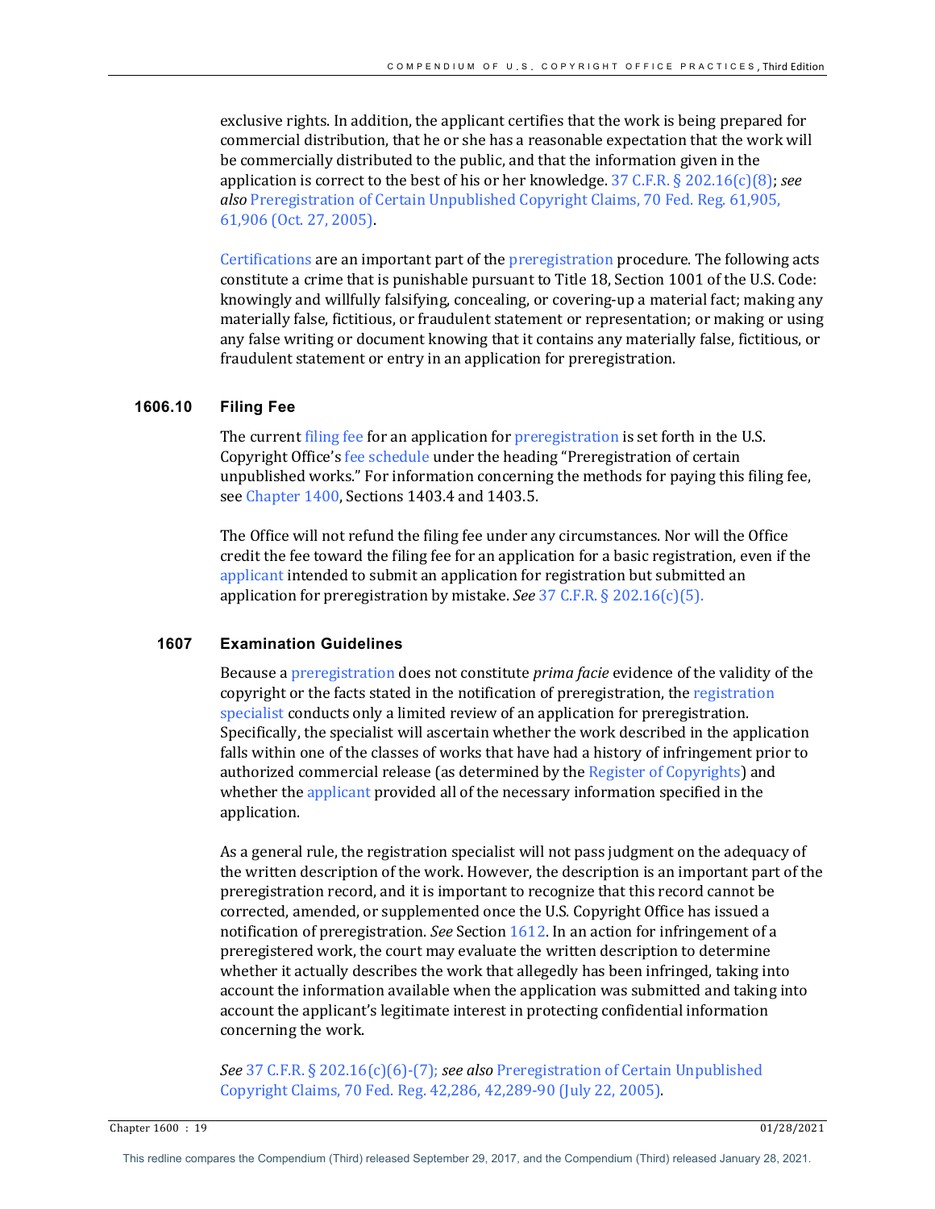exclusive rights. In addition, the applicant certifies that the work is being prepared for commercial distribution, that he or she has a reasonable expectation that the work will be commercially distributed to the public, and that the information given in the application is correct to the best of his or her knowledge. 37 C.F.R. § 202.16(c)(8); *see also* Preregistration of Certain Unpublished Copyright Claims, 70 Fed. Reg. 61,905, 61,906 (Oct. 27, 2005).

Certifications are an important part of the preregistration procedure. The following acts constitute a crime that is punishable pursuant to Title 18, Section 1001 of the U.S. Code: knowingly and willfully falsifying, concealing, or covering-up a material fact; making any materially false, fictitious, or fraudulent statement or representation; or making or using any false writing or document knowing that it contains any materially false, fictitious, or fraudulent statement or entry in an application for preregistration.

## 1606.10 Filing Fee

The current filing fee for an application for preregistration is set forth in the U.S. Copyright Office's fee schedule under the heading "Preregistration of certain unpublished works." For information concerning the methods for paying this filing fee, see Chapter 1400, Sections 1403.4 and 1403.5.

The Office will not refund the filing fee under any circumstances. Nor will the Office credit the fee toward the filing fee for an application for a basic registration, even if the applicant intended to submit an application for registration but submitted an application for preregistration by mistake. *See* 37 C.F.R. § 202.16(c)(5).

## 1607 Examination Guidelines

Because a preregistration does not constitute *prima facie* evidence of the validity of the copyright or the facts stated in the notification of preregistration, the registration specialist conducts only a limited review of an application for preregistration. Specifically, the specialist will ascertain whether the work described in the application falls within one of the classes of works that have had a history of infringement prior to authorized commercial release (as determined by the Register of Copyrights) and whether the applicant provided all of the necessary information specified in the application.

As a general rule, the registration specialist will not pass judgment on the adequacy of the written description of the work. However, the description is an important part of the preregistration record, and it is important to recognize that this record cannot be corrected, amended, or supplemented once the U.S. Copyright Office has issued a notification of preregistration. *See* Section 1612. In an action for infringement of a preregistered work, the court may evaluate the written description to determine whether it actually describes the work that allegedly has been infringed, taking into account the information available when the application was submitted and taking into account the applicant's legitimate interest in protecting confidential information concerning the work.

*See* 37 C.F.R. § 202.16(c)(6)-(7); *see also* Preregistration of Certain Unpublished Copyright Claims, 70 Fed. Reg. 42,286, 42,289-90 (July 22, 2005).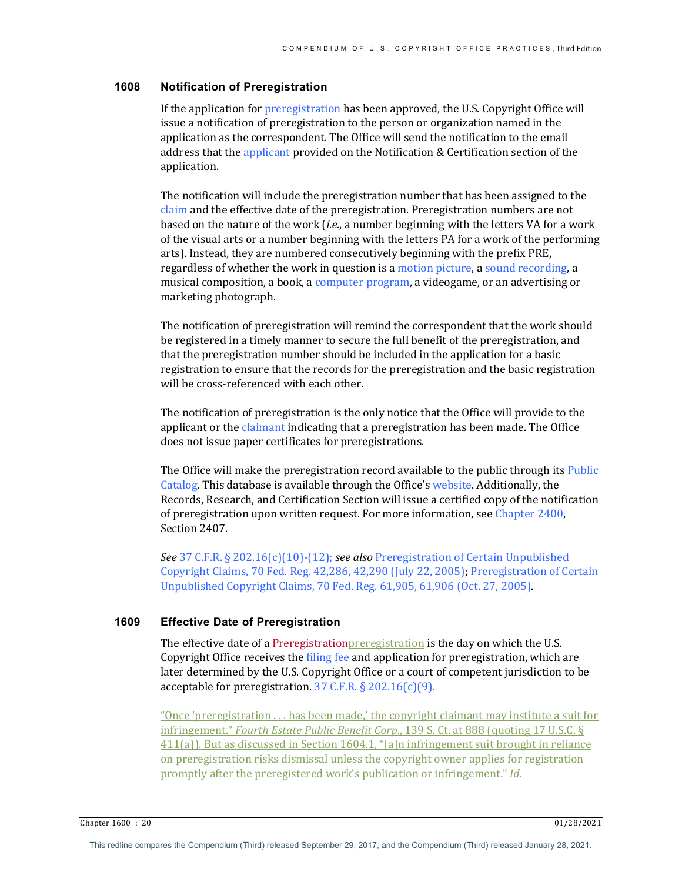## 1608 Notification of Preregistration

If the application for preregistration has been approved, the U.S. Copyright Office will issue a notification of preregistration to the person or organization named in the application as the correspondent. The Office will send the notification to the email address that the applicant provided on the Notification & Certification section of the application.

The notification will include the preregistration number that has been assigned to the claim and the effective date of the preregistration. Preregistration numbers are not based on the nature of the work (*i.e.*, a number beginning with the letters VA for a work of the visual arts or a number beginning with the letters PA for a work of the performing arts). Instead, they are numbered consecutively beginning with the prefix PRE, regardless of whether the work in question is a motion picture, a sound recording, a musical composition, a book, a computer program, a videogame, or an advertising or marketing photograph.

The notification of preregistration will remind the correspondent that the work should be registered in a timely manner to secure the full benefit of the preregistration, and that the preregistration number should be included in the application for a basic registration to ensure that the records for the preregistration and the basic registration will be cross-referenced with each other.

The notification of preregistration is the only notice that the Office will provide to the applicant or the claimant indicating that a preregistration has been made. The Office does not issue paper certificates for preregistrations.

The Office will make the preregistration record available to the public through its Public Catalog. This database is available through the Office's website. Additionally, the Records, Research, and Certification Section will issue a certified copy of the notification of preregistration upon written request. For more information, see Chapter 2400, Section 2407.

*See* 37 C.F.R. § 202.16(c)(10)-(12); *see also* Preregistration of Certain Unpublished Copyright Claims, 70 Fed. Reg. 42,286, 42,290 (July 22, 2005); Preregistration of Certain Unpublished Copyright Claims, 70 Fed. Reg. 61,905, 61,906 (Oct. 27, 2005).

## 1609 Effective Date of Preregistration

The effective date of a ~~Preregistration~~preregistration is the day on which the U.S. Copyright Office receives the filing fee and application for preregistration, which are later determined by the U.S. Copyright Office or a court of competent jurisdiction to be acceptable for preregistration. 37 C.F.R. § 202.16(c)(9).

"Once 'preregistration . . . has been made,' the copyright claimant may institute a suit for infringement." *Fourth Estate Public Benefit Corp*., 139 S. Ct. at 888 (quoting 17 U.S.C. § 411(a)). But as discussed in Section 1604.1, "[a]n infringement suit brought in reliance on preregistration risks dismissal unless the copyright owner applies for registration promptly after the preregistered work's publication or infringement." *Id.*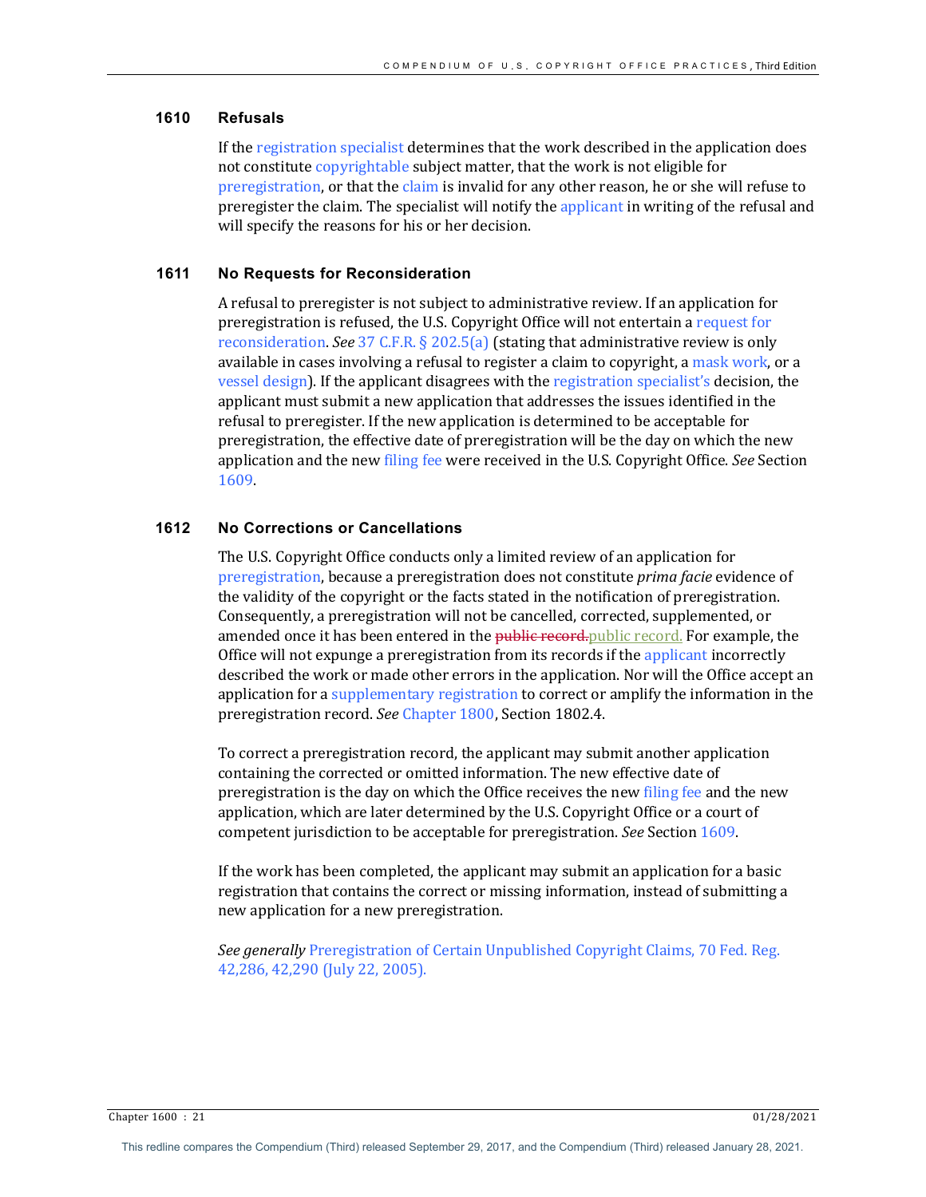### 1610 Refusals

If the registration specialist determines that the work described in the application does not constitute copyrightable subject matter, that the work is not eligible for preregistration, or that the claim is invalid for any other reason, he or she will refuse to preregister the claim. The specialist will notify the applicant in writing of the refusal and will specify the reasons for his or her decision.

### 1611 No Requests for Reconsideration

A refusal to preregister is not subject to administrative review. If an application for preregistration is refused, the U.S. Copyright Office will not entertain a request for reconsideration. *See* 37 C.F.R. § 202.5(a) (stating that administrative review is only available in cases involving a refusal to register a claim to copyright, a mask work, or a vessel design). If the applicant disagrees with the registration specialist's decision, the applicant must submit a new application that addresses the issues identified in the refusal to preregister. If the new application is determined to be acceptable for preregistration, the effective date of preregistration will be the day on which the new application and the new filing fee were received in the U.S. Copyright Office. *See* Section 1609.

### 1612 No Corrections or Cancellations

The U.S. Copyright Office conducts only a limited review of an application for preregistration, because a preregistration does not constitute *prima facie* evidence of the validity of the copyright or the facts stated in the notification of preregistration. Consequently, a preregistration will not be cancelled, corrected, supplemented, or amended once it has been entered in the ~~public record.~~public record. For example, the Office will not expunge a preregistration from its records if the applicant incorrectly described the work or made other errors in the application. Nor will the Office accept an application for a supplementary registration to correct or amplify the information in the preregistration record. *See* Chapter 1800, Section 1802.4.

To correct a preregistration record, the applicant may submit another application containing the corrected or omitted information. The new effective date of preregistration is the day on which the Office receives the new filing fee and the new application, which are later determined by the U.S. Copyright Office or a court of competent jurisdiction to be acceptable for preregistration. *See* Section 1609.

If the work has been completed, the applicant may submit an application for a basic registration that contains the correct or missing information, instead of submitting a new application for a new preregistration.

*See generally* Preregistration of Certain Unpublished Copyright Claims, 70 Fed. Reg. 42,286, 42,290 (July 22, 2005).